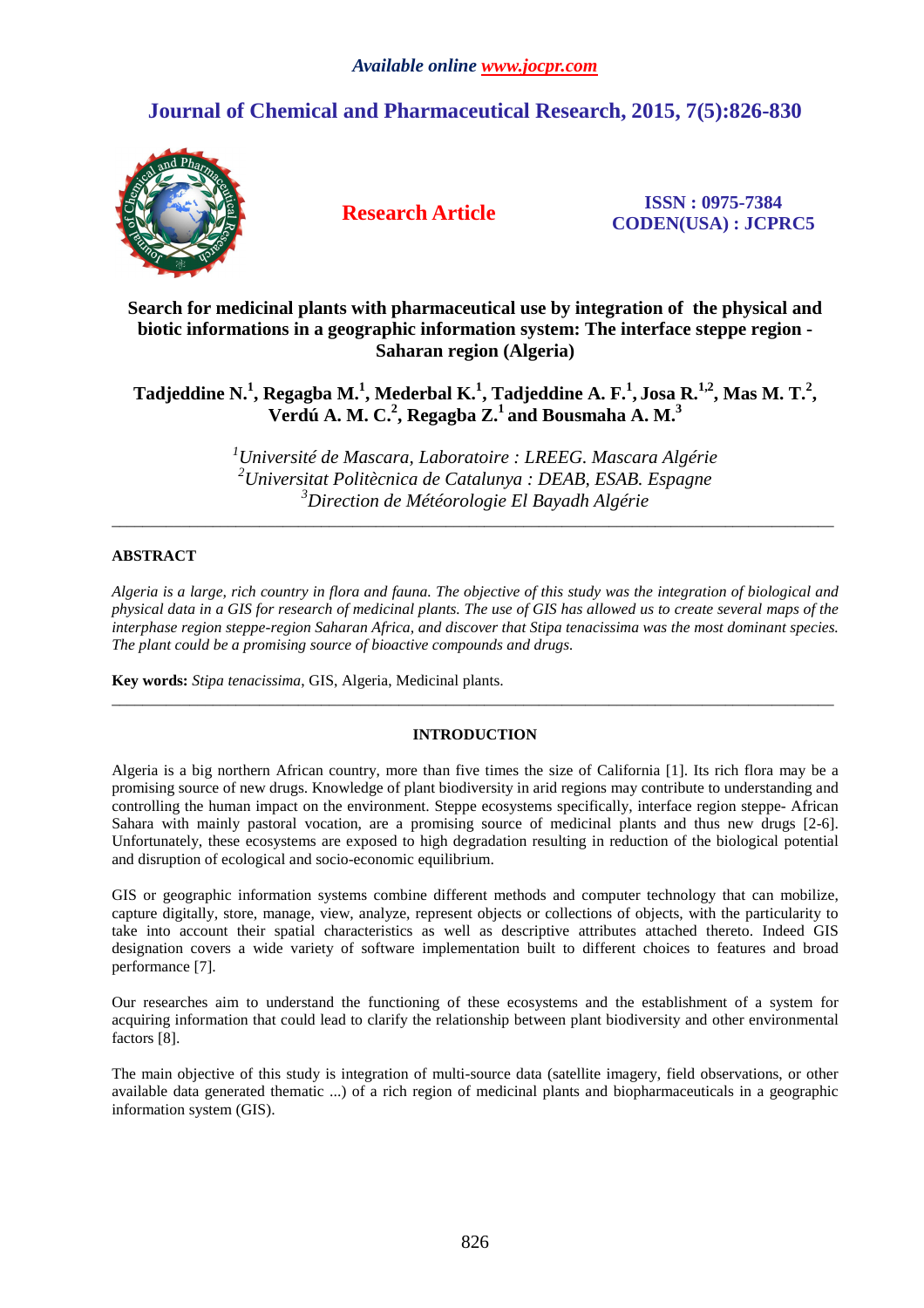Available online www.jocpr.com

# Journal of Chemical and Pharmaceutical Research, 2015, 7(5):826-830

**Research Article**

**ISSN : 0975-7384**
**CODEN(USA) : JCPRC5**

## Search for medicinal plants with pharmaceutical use by integration of the physical and biotic informations in a geographic information system: The interface steppe region - Saharan region (Algeria)

**Tadjeddine N.[1], Regagba M.[1], Mederbal K.[1], Tadjeddine A. F.[1], Josa R.[1,2], Mas M. T.[2], Verdú A. M. C.[2], Regagba Z.[1] and Bousmaha A. M.[3]**

[1]*Université de Mascara, Laboratoire : LREEG. Mascara Algérie*
[2]*Universitat Politècnica de Catalunya : DEAB, ESAB. Espagne*
[3]*Direction de Météorologie El Bayadh Algérie*

---

**ABSTRACT**

*Algeria is a large, rich country in flora and fauna. The objective of this study was the integration of biological and physical data in a GIS for research of medicinal plants. The use of GIS has allowed us to create several maps of the interphase region steppe-region Saharan Africa, and discover that Stipa tenacissima was the most dominant species. The plant could be a promising source of bioactive compounds and drugs.*

**Key words:** *Stipa tenacissima*, GIS, Algeria, Medicinal plants.

---

**INTRODUCTION**

Algeria is a big northern African country, more than five times the size of California [1]. Its rich flora may be a promising source of new drugs. Knowledge of plant biodiversity in arid regions may contribute to understanding and controlling the human impact on the environment. Steppe ecosystems specifically, interface region steppe- African Sahara with mainly pastoral vocation, are a promising source of medicinal plants and thus new drugs [2-6]. Unfortunately, these ecosystems are exposed to high degradation resulting in reduction of the biological potential and disruption of ecological and socio-economic equilibrium.

GIS or geographic information systems combine different methods and computer technology that can mobilize, capture digitally, store, manage, view, analyze, represent objects or collections of objects, with the particularity to take into account their spatial characteristics as well as descriptive attributes attached thereto. Indeed GIS designation covers a wide variety of software implementation built to different choices to features and broad performance [7].

Our researches aim to understand the functioning of these ecosystems and the establishment of a system for acquiring information that could lead to clarify the relationship between plant biodiversity and other environmental factors [8].

The main objective of this study is integration of multi-source data (satellite imagery, field observations, or other available data generated thematic ...) of a rich region of medicinal plants and biopharmaceuticals in a geographic information system (GIS).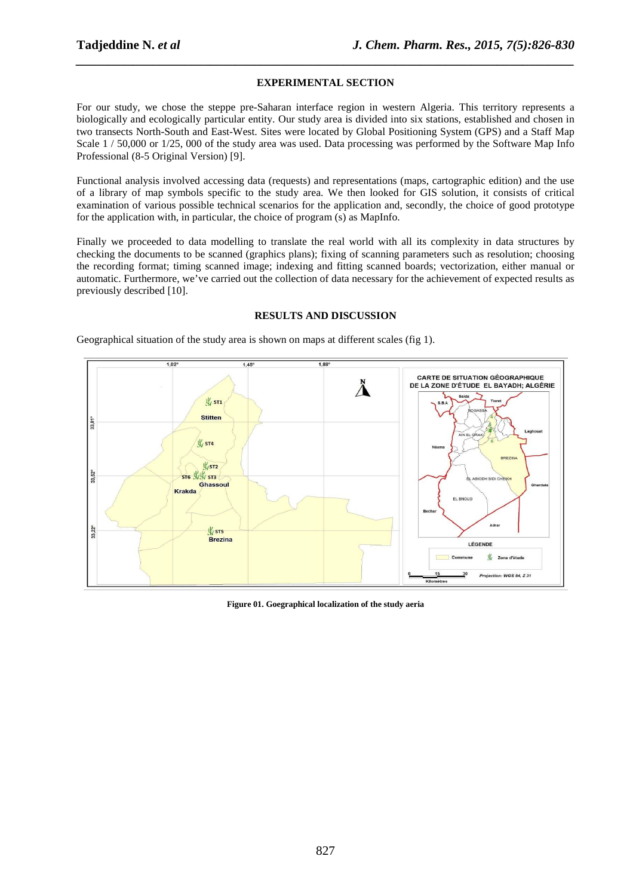## EXPERIMENTAL SECTION

For our study, we chose the steppe pre-Saharan interface region in western Algeria. This territory represents a biologically and ecologically particular entity. Our study area is divided into six stations, established and chosen in two transects North-South and East-West. Sites were located by Global Positioning System (GPS) and a Staff Map Scale 1 / 50,000 or 1/25, 000 of the study area was used. Data processing was performed by the Software Map Info Professional (8-5 Original Version) [9].

Functional analysis involved accessing data (requests) and representations (maps, cartographic edition) and the use of a library of map symbols specific to the study area. We then looked for GIS solution, it consists of critical examination of various possible technical scenarios for the application and, secondly, the choice of good prototype for the application with, in particular, the choice of program (s) as MapInfo.

Finally we proceeded to data modelling to translate the real world with all its complexity in data structures by checking the documents to be scanned (graphics plans); fixing of scanning parameters such as resolution; choosing the recording format; timing scanned image; indexing and fitting scanned boards; vectorization, either manual or automatic. Furthermore, we've carried out the collection of data necessary for the achievement of expected results as previously described [10].

## RESULTS AND DISCUSSION

Geographical situation of the study area is shown on maps at different scales (fig 1).

**Figure 01. Goegraphical localization of the study aeria**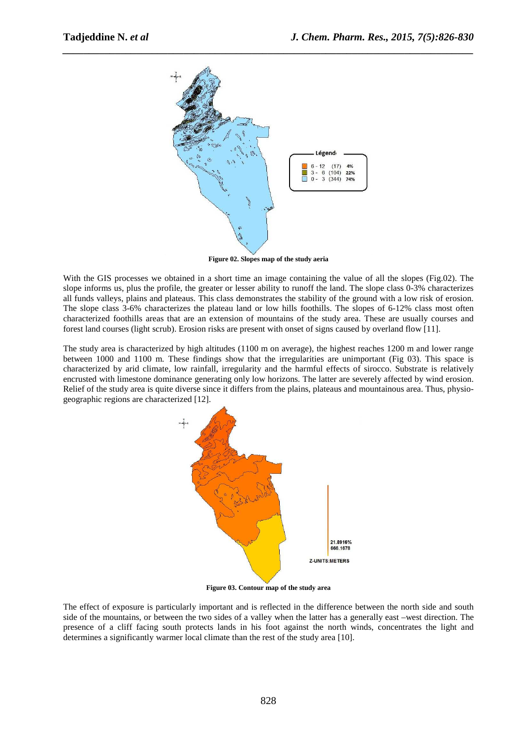Figure 02. Slopes map of the study aeria

With the GIS processes we obtained in a short time an image containing the value of all the slopes (Fig.02). The slope informs us, plus the profile, the greater or lesser ability to runoff the land. The slope class 0-3% characterizes all funds valleys, plains and plateaus. This class demonstrates the stability of the ground with a low risk of erosion. The slope class 3-6% characterizes the plateau land or low hills foothills. The slopes of 6-12% class most often characterized foothills areas that are an extension of mountains of the study area. These are usually courses and forest land courses (light scrub). Erosion risks are present with onset of signs caused by overland flow [11].

The study area is characterized by high altitudes (1100 m on average), the highest reaches 1200 m and lower range between 1000 and 1100 m. These findings show that the irregularities are unimportant (Fig 03). This space is characterized by arid climate, low rainfall, irregularity and the harmful effects of sirocco. Substrate is relatively encrusted with limestone dominance generating only low horizons. The latter are severely affected by wind erosion. Relief of the study area is quite diverse since it differs from the plains, plateaus and mountainous area. Thus, physio-geographic regions are characterized [12].

Figure 03. Contour map of the study area

The effect of exposure is particularly important and is reflected in the difference between the north side and south side of the mountains, or between the two sides of a valley when the latter has a generally east –west direction. The presence of a cliff facing south protects lands in his foot against the north winds, concentrates the light and determines a significantly warmer local climate than the rest of the study area [10].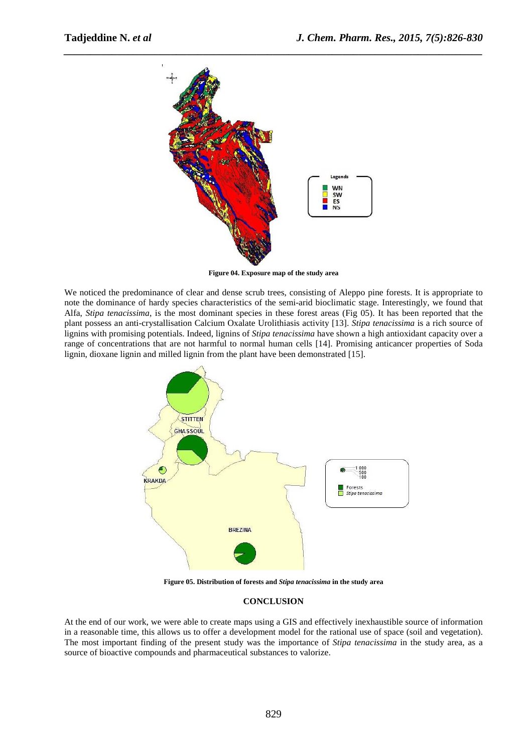Figure 04. Exposure map of the study area

We noticed the predominance of clear and dense scrub trees, consisting of Aleppo pine forests. It is appropriate to note the dominance of hardy species characteristics of the semi-arid bioclimatic stage. Interestingly, we found that Alfa, *Stipa tenacissima*, is the most dominant species in these forest areas (Fig 05). It has been reported that the plant possess an anti-crystallisation Calcium Oxalate Urolithiasis activity [13]. *Stipa tenacissima* is a rich source of lignins with promising potentials. Indeed, lignins of *Stipa tenacissima* have shown a high antioxidant capacity over a range of concentrations that are not harmful to normal human cells [14]. Promising anticancer properties of Soda lignin, dioxane lignin and milled lignin from the plant have been demonstrated [15].

**Figure 05. Distribution of forests and *Stipa tenacissima* in the study area**

## CONCLUSION

At the end of our work, we were able to create maps using a GIS and effectively inexhaustible source of information in a reasonable time, this allows us to offer a development model for the rational use of space (soil and vegetation). The most important finding of the present study was the importance of *Stipa tenacissima* in the study area, as a source of bioactive compounds and pharmaceutical substances to valorize.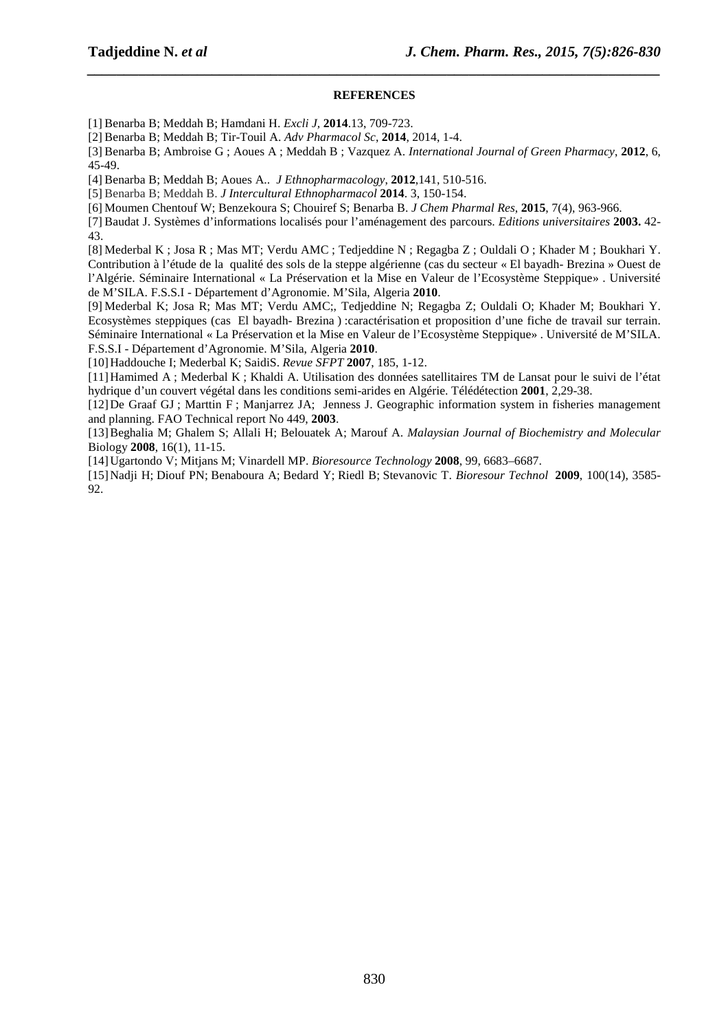**REFERENCES**

[1] Benarba B; Meddah B; Hamdani H. *Excli J*, **2014**.13, 709-723.

[2] Benarba B; Meddah B; Tir-Touil A. *Adv Pharmacol Sc*, **2014**, 2014, 1-4.

[3] Benarba B; Ambroise G ; Aoues A ; Meddah B ; Vazquez A. *International Journal of Green Pharmacy*, **2012**, 6, 45-49.

[4] Benarba B; Meddah B; Aoues A.. *J Ethnopharmacology*, **2012**,141, 510-516.

[5] Benarba B; Meddah B. *J Intercultural Ethnopharmacol* **2014**. 3, 150-154.

[6] Moumen Chentouf W; Benzekoura S; Chouiref S; Benarba B. *J Chem Pharmal Res*, **2015**, 7(4), 963-966.

[7] Baudat J. Systèmes d'informations localisés pour l'aménagement des parcours. *Editions universitaires* **2003.** 42-43.

[8] Mederbal K ; Josa R ; Mas MT; Verdu AMC ; Tedjeddine N ; Regagba Z ; Ouldali O ; Khader M ; Boukhari Y. Contribution à l'étude de la qualité des sols de la steppe algérienne (cas du secteur « El bayadh- Brezina » Ouest de l'Algérie. Séminaire International « La Préservation et la Mise en Valeur de l'Ecosystème Steppique» . Université de M'SILA. F.S.S.I - Département d'Agronomie. M'Sila, Algeria **2010**.

[9] Mederbal K; Josa R; Mas MT; Verdu AMC;, Tedjeddine N; Regagba Z; Ouldali O; Khader M; Boukhari Y. Ecosystèmes steppiques (cas El bayadh- Brezina ) :caractérisation et proposition d'une fiche de travail sur terrain. Séminaire International « La Préservation et la Mise en Valeur de l'Ecosystème Steppique» . Université de M'SILA. F.S.S.I - Département d'Agronomie. M'Sila, Algeria **2010**.

[10] Haddouche I; Mederbal K; SaidiS. *Revue SFPT* **2007**, 185, 1-12.

[11] Hamimed A ; Mederbal K ; Khaldi A. Utilisation des données satellitaires TM de Lansat pour le suivi de l'état hydrique d'un couvert végétal dans les conditions semi-arides en Algérie. Télédétection **2001**, 2,29-38.

[12] De Graaf GJ ; Marttin F ; Manjarrez JA; Jenness J. Geographic information system in fisheries management and planning. FAO Technical report No 449, **2003**.

[13] Beghalia M; Ghalem S; Allali H; Belouatek A; Marouf A. *Malaysian Journal of Biochemistry and Molecular* Biology **2008**, 16(1), 11-15.

[14] Ugartondo V; Mitjans M; Vinardell MP. *Bioresource Technology* **2008**, 99, 6683–6687.

[15] Nadji H; Diouf PN; Benaboura A; Bedard Y; Riedl B; Stevanovic T. *Bioresour Technol* **2009**, 100(14), 3585-92.